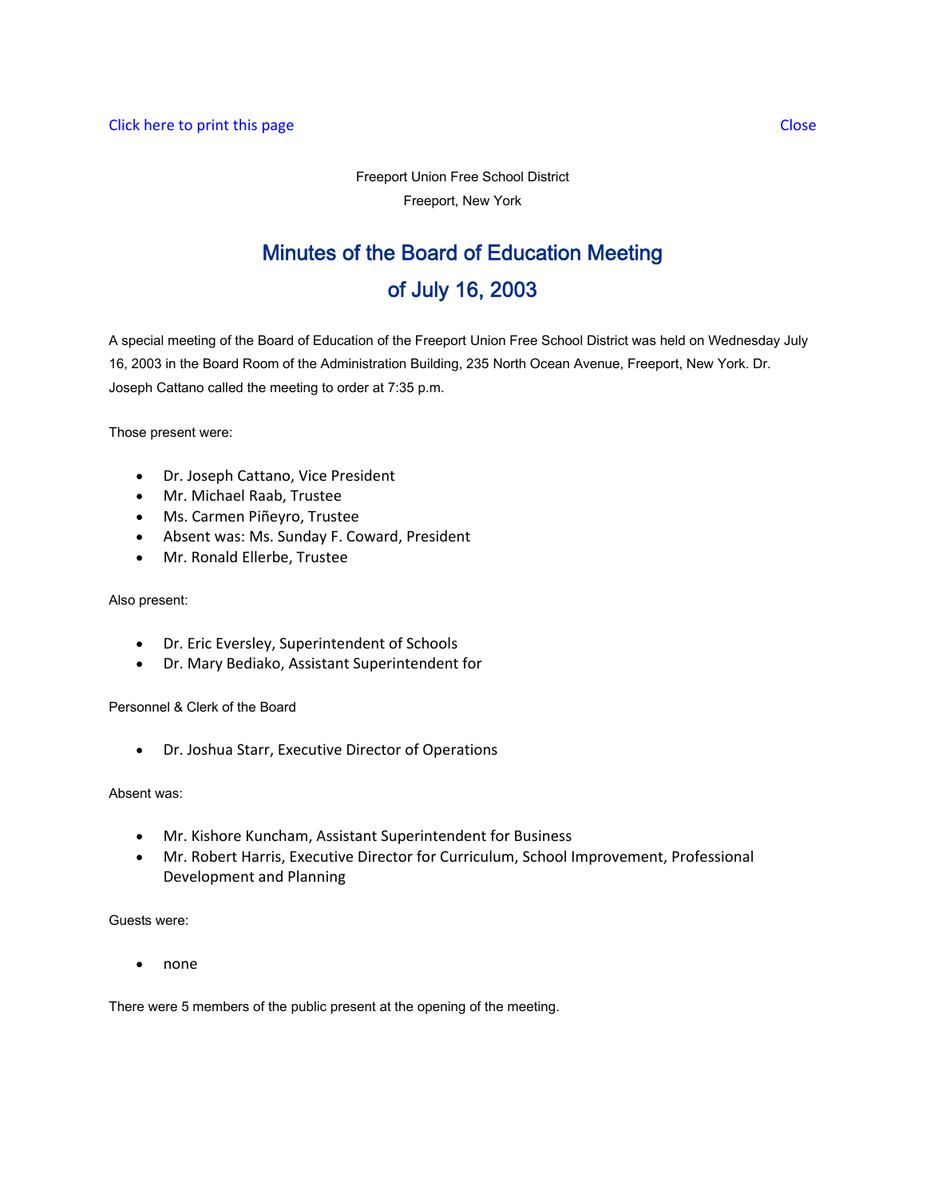Click here to print this page Close

Freeport Union Free School District

Freeport, New York

# Minutes of the Board of Education Meeting of July 16, 2003

A special meeting of the Board of Education of the Freeport Union Free School District was held on Wednesday July 16, 2003 in the Board Room of the Administration Building, 235 North Ocean Avenue, Freeport, New York. Dr. Joseph Cattano called the meeting to order at 7:35 p.m.

Those present were:

- Dr. Joseph Cattano, Vice President
- Mr. Michael Raab, Trustee
- Ms. Carmen Piñeyro, Trustee
- Absent was: Ms. Sunday F. Coward, President
- Mr. Ronald Ellerbe, Trustee

Also present:

- Dr. Eric Eversley, Superintendent of Schools
- Dr. Mary Bediako, Assistant Superintendent for

Personnel & Clerk of the Board

- Dr. Joshua Starr, Executive Director of Operations

Absent was:

- Mr. Kishore Kuncham, Assistant Superintendent for Business
- Mr. Robert Harris, Executive Director for Curriculum, School Improvement, Professional Development and Planning

Guests were:

- none

There were 5 members of the public present at the opening of the meeting.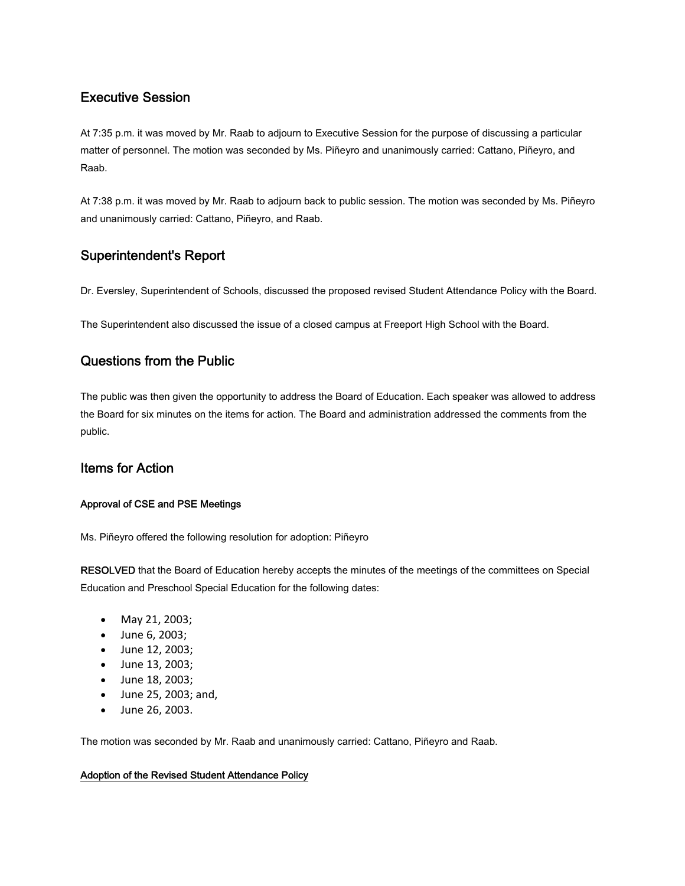## Executive Session

At 7:35 p.m. it was moved by Mr. Raab to adjourn to Executive Session for the purpose of discussing a particular matter of personnel. The motion was seconded by Ms. Piñeyro and unanimously carried: Cattano, Piñeyro, and Raab.

At 7:38 p.m. it was moved by Mr. Raab to adjourn back to public session. The motion was seconded by Ms. Piñeyro and unanimously carried: Cattano, Piñeyro, and Raab.

## Superintendent's Report

Dr. Eversley, Superintendent of Schools, discussed the proposed revised Student Attendance Policy with the Board.

The Superintendent also discussed the issue of a closed campus at Freeport High School with the Board.

## Questions from the Public

The public was then given the opportunity to address the Board of Education. Each speaker was allowed to address the Board for six minutes on the items for action. The Board and administration addressed the comments from the public.

## Items for Action

#### Approval of CSE and PSE Meetings

Ms. Piñeyro offered the following resolution for adoption: Piñeyro

**RESOLVED** that the Board of Education hereby accepts the minutes of the meetings of the committees on Special Education and Preschool Special Education for the following dates:

- May 21, 2003;
- June 6, 2003;
- June 12, 2003;
- June 13, 2003;
- June 18, 2003;
- June 25, 2003; and,
- June 26, 2003.

The motion was seconded by Mr. Raab and unanimously carried: Cattano, Piñeyro and Raab.

#### Adoption of the Revised Student Attendance Policy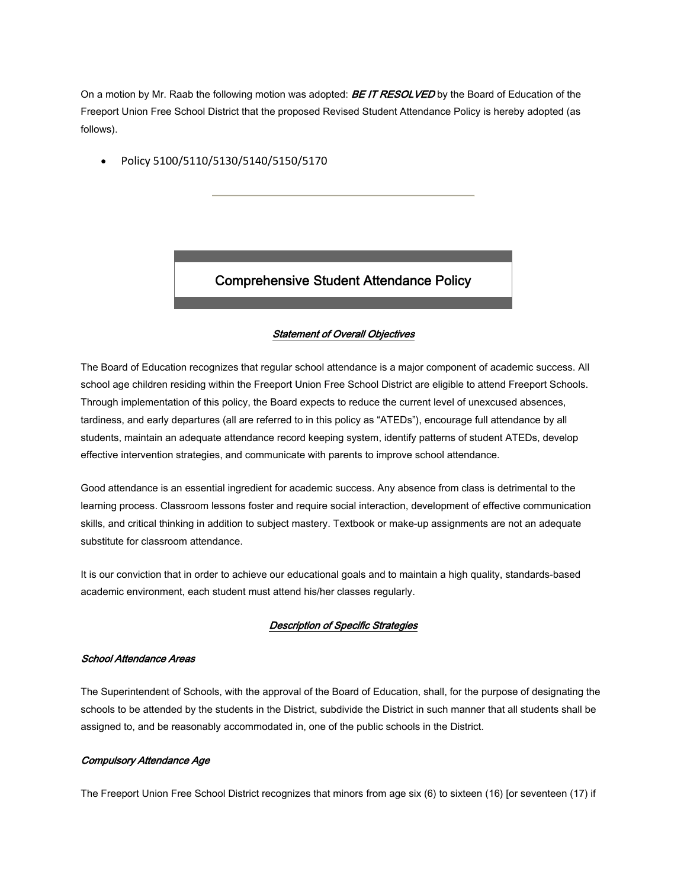On a motion by Mr. Raab the following motion was adopted: ***BE IT RESOLVED*** by the Board of Education of the Freeport Union Free School District that the proposed Revised Student Attendance Policy is hereby adopted (as follows).

- Policy 5100/5110/5130/5140/5150/5170

---

# Comprehensive Student Attendance Policy

***Statement of Overall Objectives***

The Board of Education recognizes that regular school attendance is a major component of academic success. All school age children residing within the Freeport Union Free School District are eligible to attend Freeport Schools. Through implementation of this policy, the Board expects to reduce the current level of unexcused absences, tardiness, and early departures (all are referred to in this policy as "ATEDs"), encourage full attendance by all students, maintain an adequate attendance record keeping system, identify patterns of student ATEDs, develop effective intervention strategies, and communicate with parents to improve school attendance.

Good attendance is an essential ingredient for academic success. Any absence from class is detrimental to the learning process. Classroom lessons foster and require social interaction, development of effective communication skills, and critical thinking in addition to subject mastery. Textbook or make-up assignments are not an adequate substitute for classroom attendance.

It is our conviction that in order to achieve our educational goals and to maintain a high quality, standards-based academic environment, each student must attend his/her classes regularly.

***Description of Specific Strategies***

*School Attendance Areas*

The Superintendent of Schools, with the approval of the Board of Education, shall, for the purpose of designating the schools to be attended by the students in the District, subdivide the District in such manner that all students shall be assigned to, and be reasonably accommodated in, one of the public schools in the District.

*Compulsory Attendance Age*

The Freeport Union Free School District recognizes that minors from age six (6) to sixteen (16) [or seventeen (17) if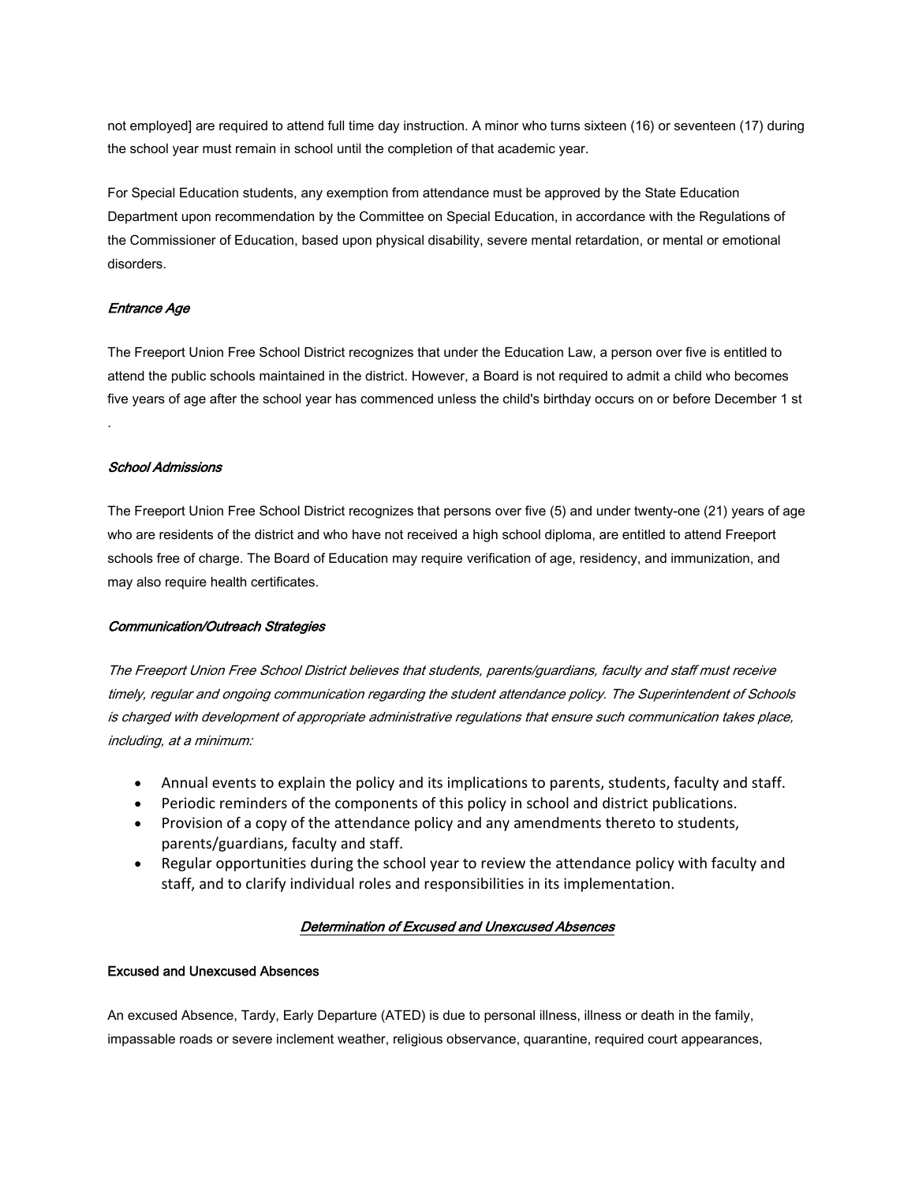not employed] are required to attend full time day instruction. A minor who turns sixteen (16) or seventeen (17) during the school year must remain in school until the completion of that academic year.

For Special Education students, any exemption from attendance must be approved by the State Education Department upon recommendation by the Committee on Special Education, in accordance with the Regulations of the Commissioner of Education, based upon physical disability, severe mental retardation, or mental or emotional disorders.

*Entrance Age*

The Freeport Union Free School District recognizes that under the Education Law, a person over five is entitled to attend the public schools maintained in the district. However, a Board is not required to admit a child who becomes five years of age after the school year has commenced unless the child's birthday occurs on or before December 1 st .

*School Admissions*

The Freeport Union Free School District recognizes that persons over five (5) and under twenty-one (21) years of age who are residents of the district and who have not received a high school diploma, are entitled to attend Freeport schools free of charge. The Board of Education may require verification of age, residency, and immunization, and may also require health certificates.

*Communication/Outreach Strategies*

*The Freeport Union Free School District believes that students, parents/guardians, faculty and staff must receive timely, regular and ongoing communication regarding the student attendance policy. The Superintendent of Schools is charged with development of appropriate administrative regulations that ensure such communication takes place, including, at a minimum:*

- Annual events to explain the policy and its implications to parents, students, faculty and staff.
- Periodic reminders of the components of this policy in school and district publications.
- Provision of a copy of the attendance policy and any amendments thereto to students, parents/guardians, faculty and staff.
- Regular opportunities during the school year to review the attendance policy with faculty and staff, and to clarify individual roles and responsibilities in its implementation.

## *Determination of Excused and Unexcused Absences*

### Excused and Unexcused Absences

An excused Absence, Tardy, Early Departure (ATED) is due to personal illness, illness or death in the family, impassable roads or severe inclement weather, religious observance, quarantine, required court appearances,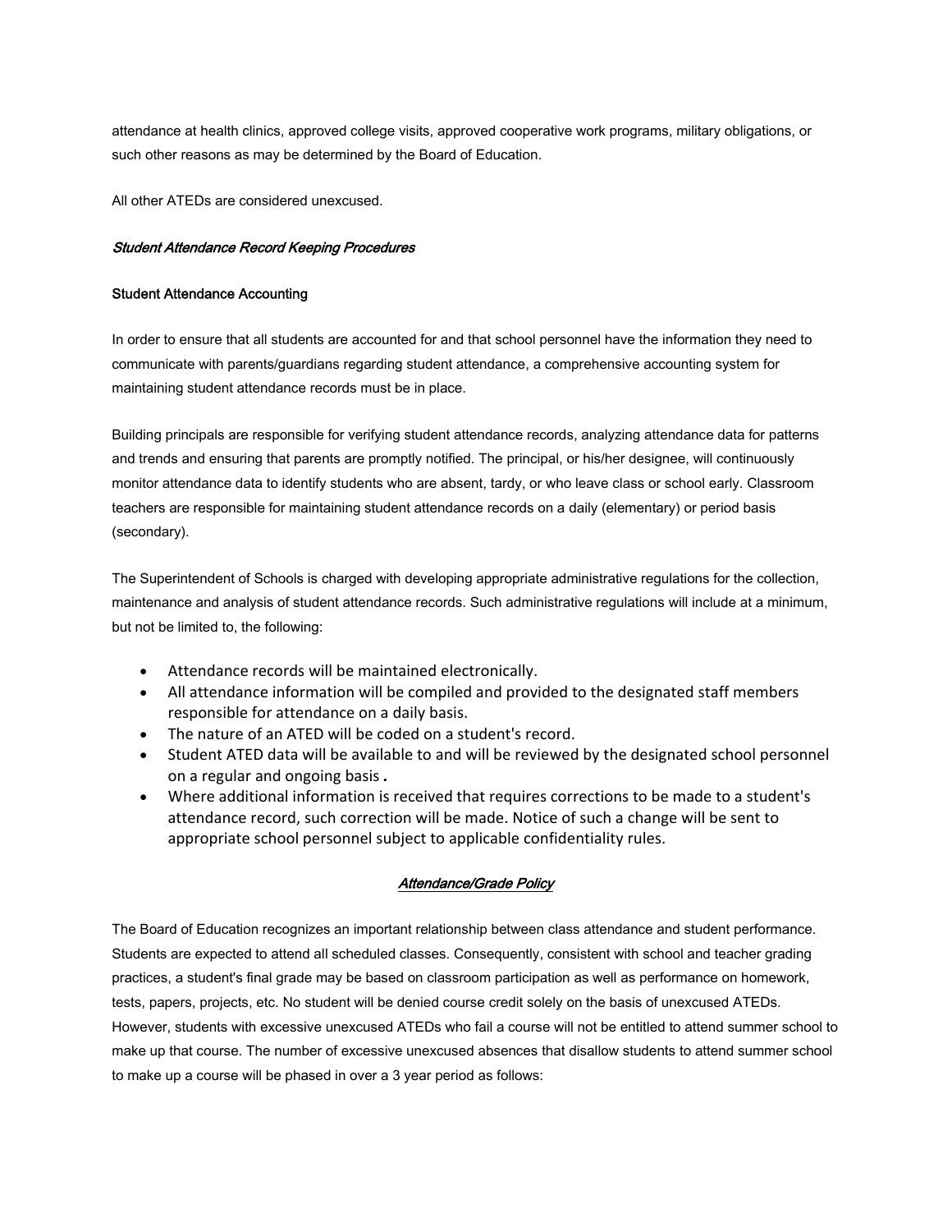attendance at health clinics, approved college visits, approved cooperative work programs, military obligations, or such other reasons as may be determined by the Board of Education.

All other ATEDs are considered unexcused.

***Student Attendance Record Keeping Procedures***

**Student Attendance Accounting**

In order to ensure that all students are accounted for and that school personnel have the information they need to communicate with parents/guardians regarding student attendance, a comprehensive accounting system for maintaining student attendance records must be in place.

Building principals are responsible for verifying student attendance records, analyzing attendance data for patterns and trends and ensuring that parents are promptly notified. The principal, or his/her designee, will continuously monitor attendance data to identify students who are absent, tardy, or who leave class or school early. Classroom teachers are responsible for maintaining student attendance records on a daily (elementary) or period basis (secondary).

The Superintendent of Schools is charged with developing appropriate administrative regulations for the collection, maintenance and analysis of student attendance records. Such administrative regulations will include at a minimum, but not be limited to, the following:

- Attendance records will be maintained electronically.
- All attendance information will be compiled and provided to the designated staff members responsible for attendance on a daily basis.
- The nature of an ATED will be coded on a student's record.
- Student ATED data will be available to and will be reviewed by the designated school personnel on a regular and ongoing basis.
- Where additional information is received that requires corrections to be made to a student's attendance record, such correction will be made. Notice of such a change will be sent to appropriate school personnel subject to applicable confidentiality rules.

## ***Attendance/Grade Policy***

The Board of Education recognizes an important relationship between class attendance and student performance. Students are expected to attend all scheduled classes. Consequently, consistent with school and teacher grading practices, a student's final grade may be based on classroom participation as well as performance on homework, tests, papers, projects, etc. No student will be denied course credit solely on the basis of unexcused ATEDs. However, students with excessive unexcused ATEDs who fail a course will not be entitled to attend summer school to make up that course. The number of excessive unexcused absences that disallow students to attend summer school to make up a course will be phased in over a 3 year period as follows: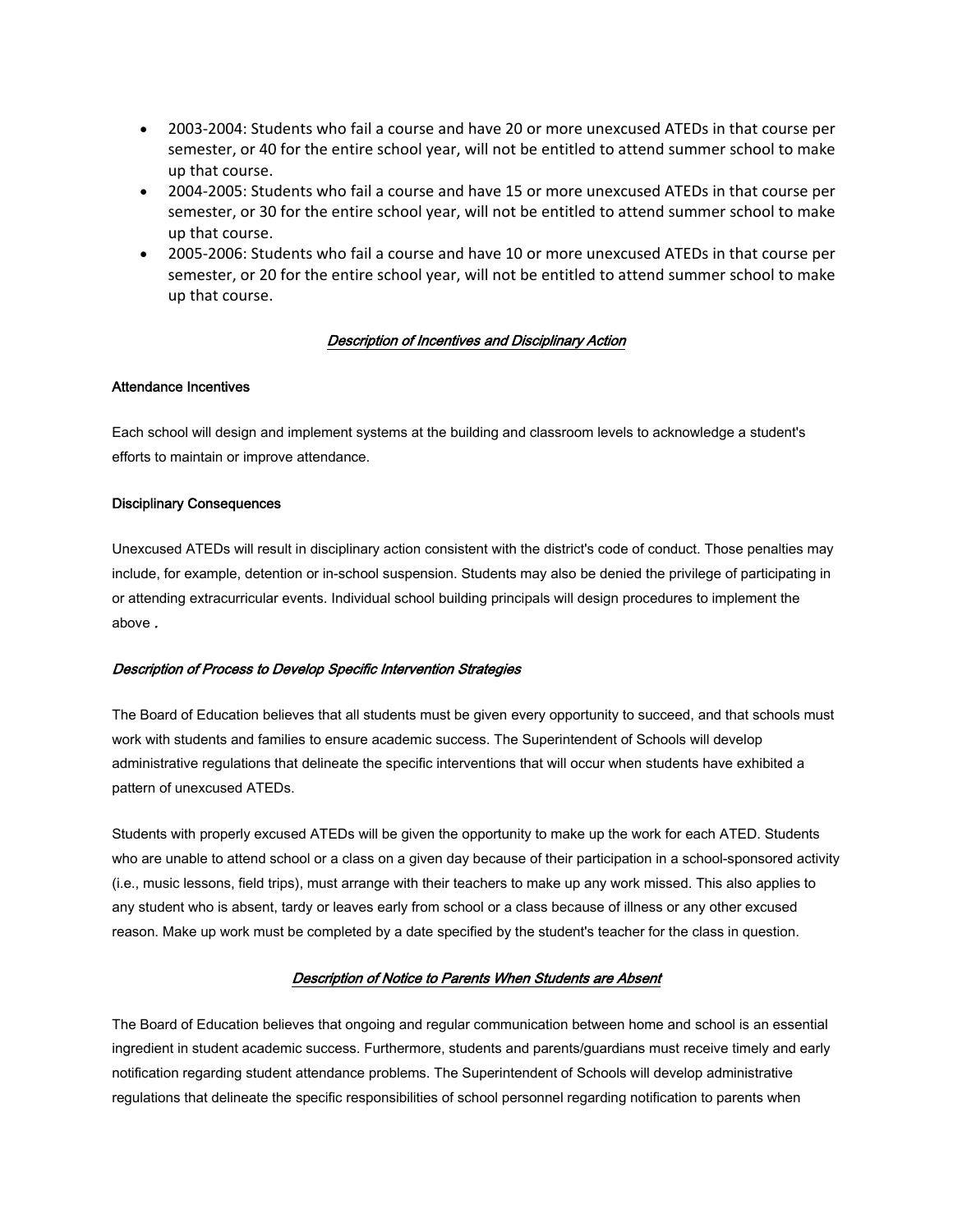- 2003-2004: Students who fail a course and have 20 or more unexcused ATEDs in that course per semester, or 40 for the entire school year, will not be entitled to attend summer school to make up that course.
- 2004-2005: Students who fail a course and have 15 or more unexcused ATEDs in that course per semester, or 30 for the entire school year, will not be entitled to attend summer school to make up that course.
- 2005-2006: Students who fail a course and have 10 or more unexcused ATEDs in that course per semester, or 20 for the entire school year, will not be entitled to attend summer school to make up that course.

## *Description of Incentives and Disciplinary Action*

### Attendance Incentives

Each school will design and implement systems at the building and classroom levels to acknowledge a student's efforts to maintain or improve attendance.

### Disciplinary Consequences

Unexcused ATEDs will result in disciplinary action consistent with the district's code of conduct. Those penalties may include, for example, detention or in-school suspension. Students may also be denied the privilege of participating in or attending extracurricular events. Individual school building principals will design procedures to implement the above.

### *Description of Process to Develop Specific Intervention Strategies*

The Board of Education believes that all students must be given every opportunity to succeed, and that schools must work with students and families to ensure academic success. The Superintendent of Schools will develop administrative regulations that delineate the specific interventions that will occur when students have exhibited a pattern of unexcused ATEDs.

Students with properly excused ATEDs will be given the opportunity to make up the work for each ATED. Students who are unable to attend school or a class on a given day because of their participation in a school-sponsored activity (i.e., music lessons, field trips), must arrange with their teachers to make up any work missed. This also applies to any student who is absent, tardy or leaves early from school or a class because of illness or any other excused reason. Make up work must be completed by a date specified by the student's teacher for the class in question.

## *Description of Notice to Parents When Students are Absent*

The Board of Education believes that ongoing and regular communication between home and school is an essential ingredient in student academic success. Furthermore, students and parents/guardians must receive timely and early notification regarding student attendance problems. The Superintendent of Schools will develop administrative regulations that delineate the specific responsibilities of school personnel regarding notification to parents when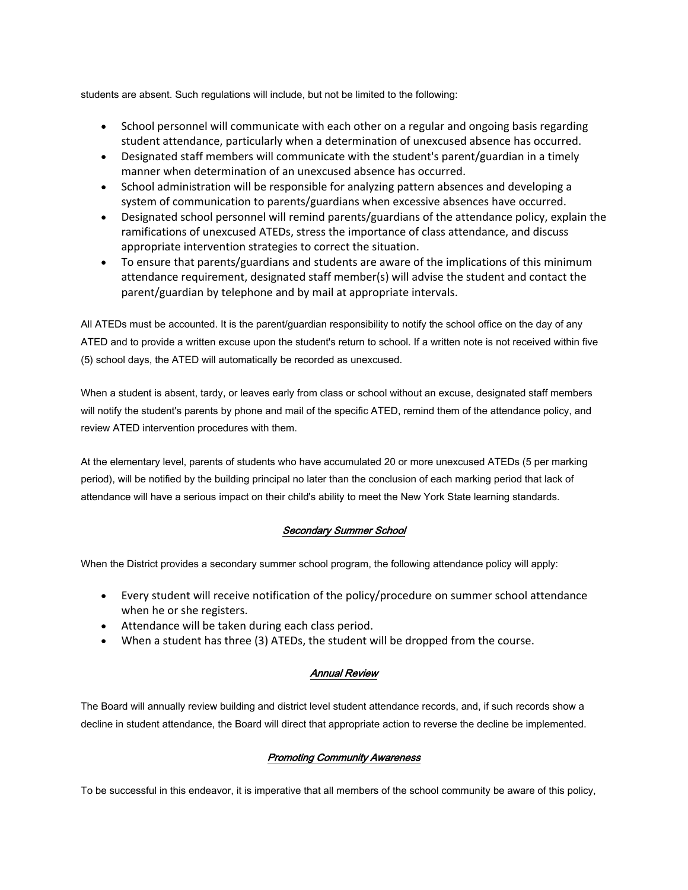students are absent. Such regulations will include, but not be limited to the following:

- School personnel will communicate with each other on a regular and ongoing basis regarding student attendance, particularly when a determination of unexcused absence has occurred.
- Designated staff members will communicate with the student's parent/guardian in a timely manner when determination of an unexcused absence has occurred.
- School administration will be responsible for analyzing pattern absences and developing a system of communication to parents/guardians when excessive absences have occurred.
- Designated school personnel will remind parents/guardians of the attendance policy, explain the ramifications of unexcused ATEDs, stress the importance of class attendance, and discuss appropriate intervention strategies to correct the situation.
- To ensure that parents/guardians and students are aware of the implications of this minimum attendance requirement, designated staff member(s) will advise the student and contact the parent/guardian by telephone and by mail at appropriate intervals.

All ATEDs must be accounted. It is the parent/guardian responsibility to notify the school office on the day of any ATED and to provide a written excuse upon the student's return to school. If a written note is not received within five (5) school days, the ATED will automatically be recorded as unexcused.

When a student is absent, tardy, or leaves early from class or school without an excuse, designated staff members will notify the student's parents by phone and mail of the specific ATED, remind them of the attendance policy, and review ATED intervention procedures with them.

At the elementary level, parents of students who have accumulated 20 or more unexcused ATEDs (5 per marking period), will be notified by the building principal no later than the conclusion of each marking period that lack of attendance will have a serious impact on their child's ability to meet the New York State learning standards.

### *Secondary Summer School*

When the District provides a secondary summer school program, the following attendance policy will apply:

- Every student will receive notification of the policy/procedure on summer school attendance when he or she registers.
- Attendance will be taken during each class period.
- When a student has three (3) ATEDs, the student will be dropped from the course.

### *Annual Review*

The Board will annually review building and district level student attendance records, and, if such records show a decline in student attendance, the Board will direct that appropriate action to reverse the decline be implemented.

### *Promoting Community Awareness*

To be successful in this endeavor, it is imperative that all members of the school community be aware of this policy,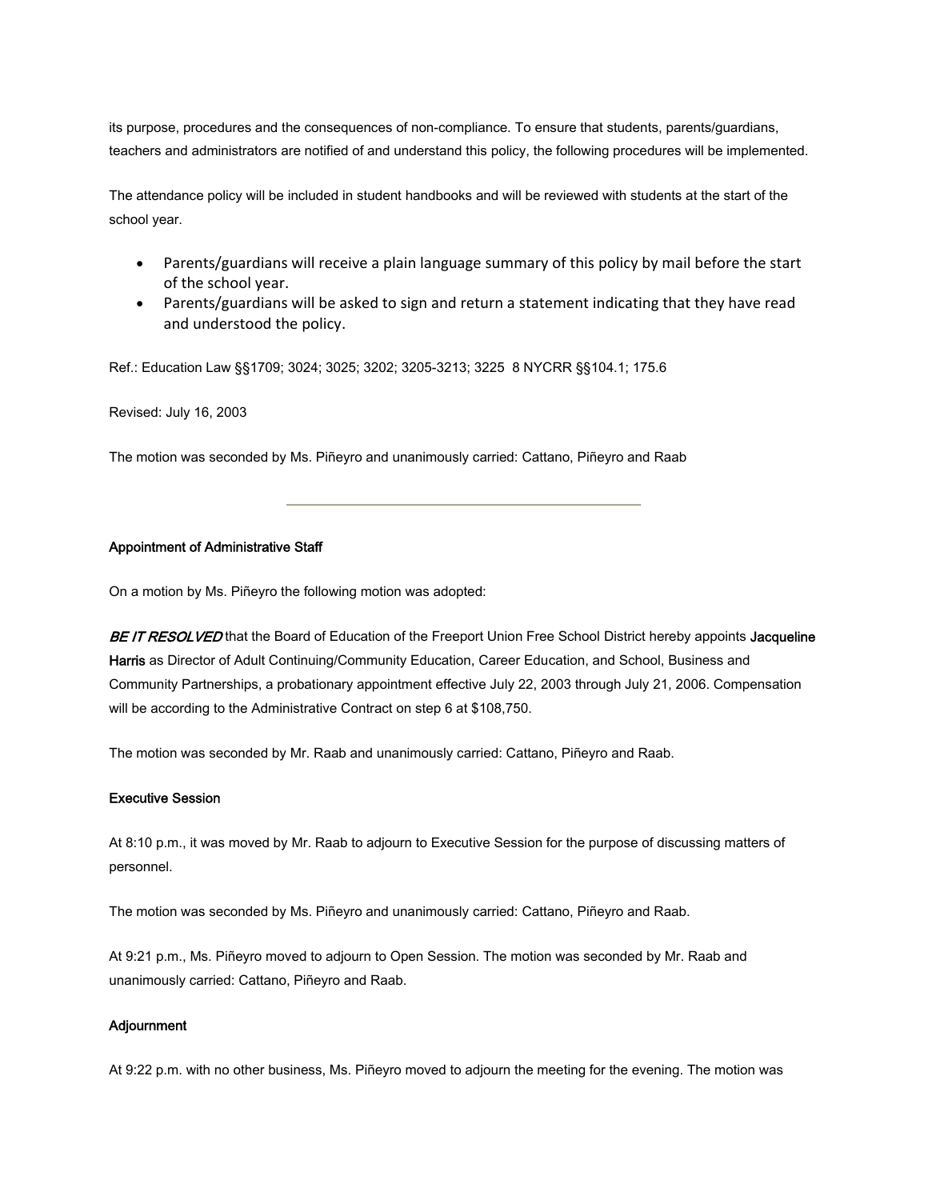its purpose, procedures and the consequences of non-compliance. To ensure that students, parents/guardians, teachers and administrators are notified of and understand this policy, the following procedures will be implemented.

The attendance policy will be included in student handbooks and will be reviewed with students at the start of the school year.

- Parents/guardians will receive a plain language summary of this policy by mail before the start of the school year.
- Parents/guardians will be asked to sign and return a statement indicating that they have read and understood the policy.

Ref.: Education Law §§1709; 3024; 3025; 3202; 3205-3213; 3225 8 NYCRR §§104.1; 175.6

Revised: July 16, 2003

The motion was seconded by Ms. Piñeyro and unanimously carried: Cattano, Piñeyro and Raab

---

**Appointment of Administrative Staff**

On a motion by Ms. Piñeyro the following motion was adopted:

***BE IT RESOLVED*** that the Board of Education of the Freeport Union Free School District hereby appoints **Jacqueline Harris** as Director of Adult Continuing/Community Education, Career Education, and School, Business and Community Partnerships, a probationary appointment effective July 22, 2003 through July 21, 2006. Compensation will be according to the Administrative Contract on step 6 at $108,750.

The motion was seconded by Mr. Raab and unanimously carried: Cattano, Piñeyro and Raab.

**Executive Session**

At 8:10 p.m., it was moved by Mr. Raab to adjourn to Executive Session for the purpose of discussing matters of personnel.

The motion was seconded by Ms. Piñeyro and unanimously carried: Cattano, Piñeyro and Raab.

At 9:21 p.m., Ms. Piñeyro moved to adjourn to Open Session. The motion was seconded by Mr. Raab and unanimously carried: Cattano, Piñeyro and Raab.

**Adjournment**

At 9:22 p.m. with no other business, Ms. Piñeyro moved to adjourn the meeting for the evening. The motion was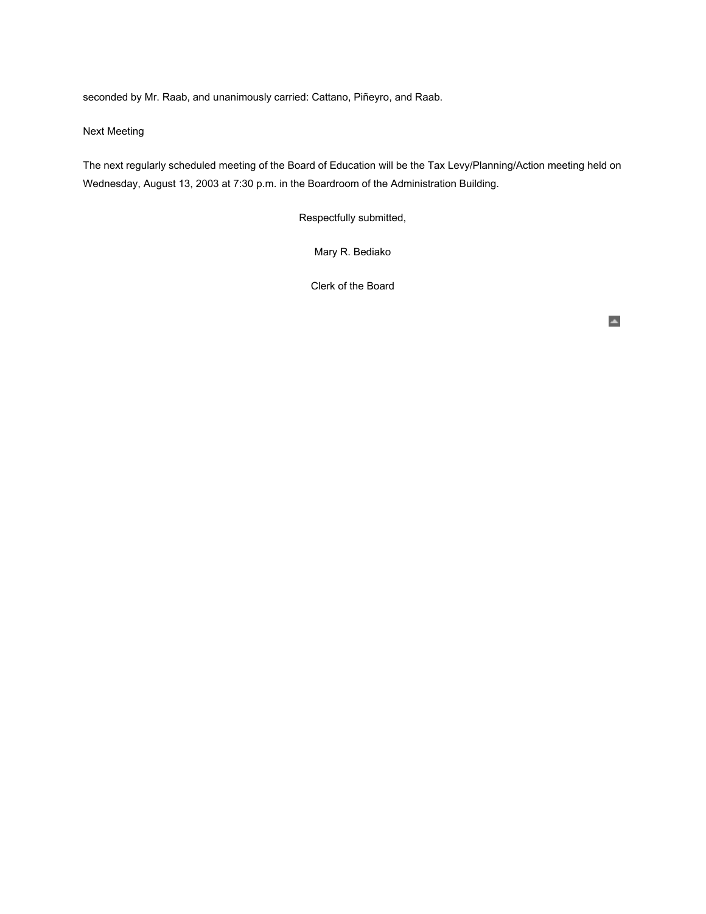seconded by Mr. Raab, and unanimously carried: Cattano, Piñeyro, and Raab.

Next Meeting

The next regularly scheduled meeting of the Board of Education will be the Tax Levy/Planning/Action meeting held on Wednesday, August 13, 2003 at 7:30 p.m. in the Boardroom of the Administration Building.

Respectfully submitted,

Mary R. Bediako

Clerk of the Board